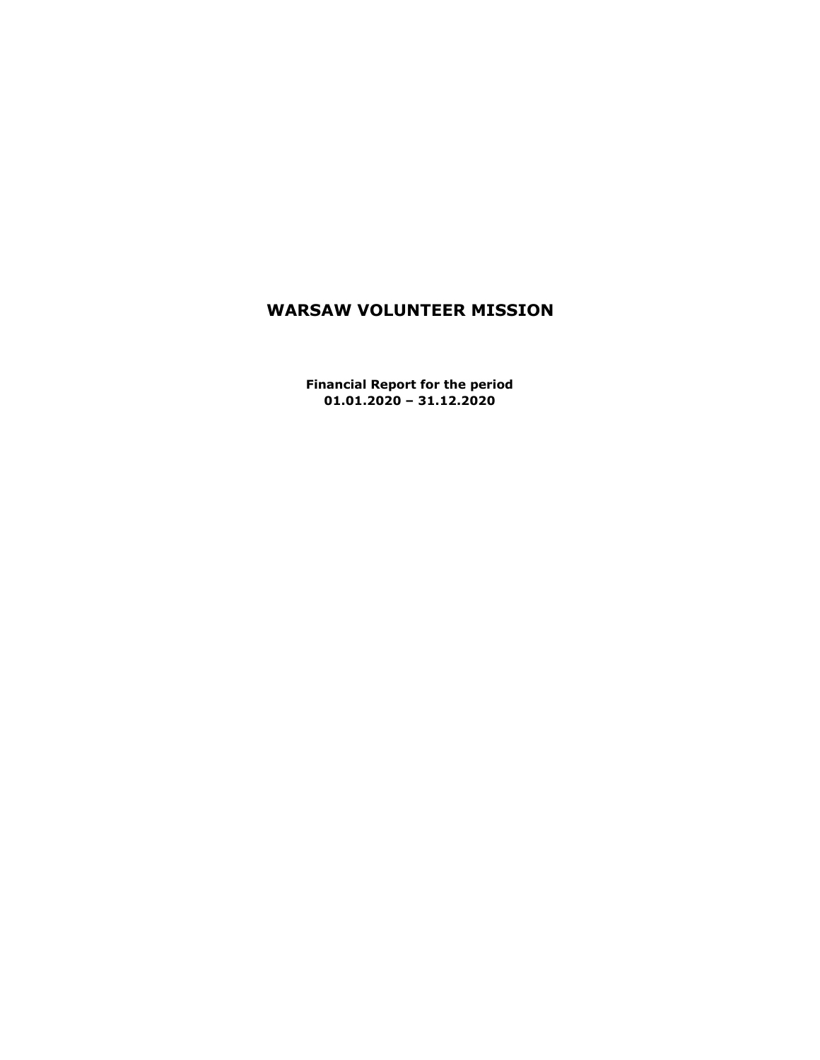# WARSAW VOLUNTEER MISSION

**Financial Report for the period**
**01.01.2020 – 31.12.2020**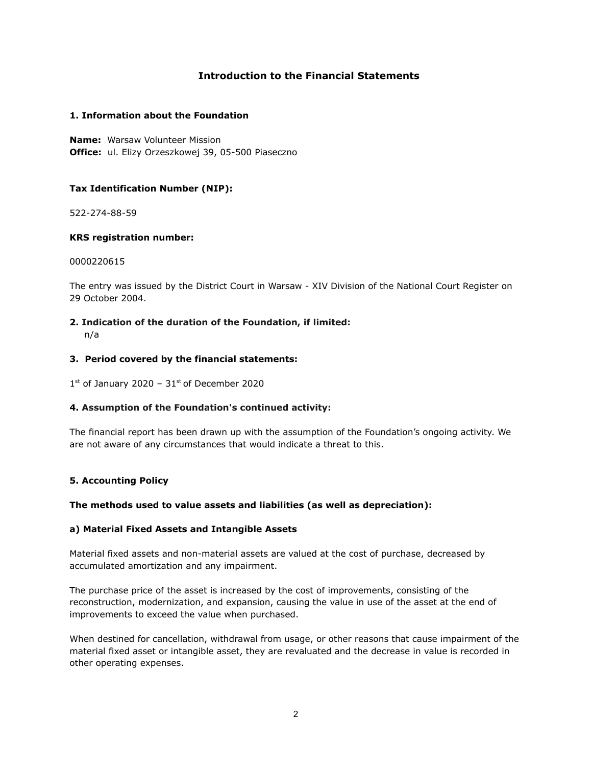# Introduction to the Financial Statements

## 1. Information about the Foundation

**Name:** Warsaw Volunteer Mission
**Office:** ul. Elizy Orzeszkowej 39, 05-500 Piaseczno

**Tax Identification Number (NIP):**

522-274-88-59

**KRS registration number:**

0000220615

The entry was issued by the District Court in Warsaw - XIV Division of the National Court Register on 29 October 2004.

## 2. Indication of the duration of the Foundation, if limited:

n/a

## 3. Period covered by the financial statements:

1st of January 2020 – 31st of December 2020

## 4. Assumption of the Foundation's continued activity:

The financial report has been drawn up with the assumption of the Foundation's ongoing activity. We are not aware of any circumstances that would indicate a threat to this.

## 5. Accounting Policy

**The methods used to value assets and liabilities (as well as depreciation):**

**a) Material Fixed Assets and Intangible Assets**

Material fixed assets and non-material assets are valued at the cost of purchase, decreased by accumulated amortization and any impairment.

The purchase price of the asset is increased by the cost of improvements, consisting of the reconstruction, modernization, and expansion, causing the value in use of the asset at the end of improvements to exceed the value when purchased.

When destined for cancellation, withdrawal from usage, or other reasons that cause impairment of the material fixed asset or intangible asset, they are revaluated and the decrease in value is recorded in other operating expenses.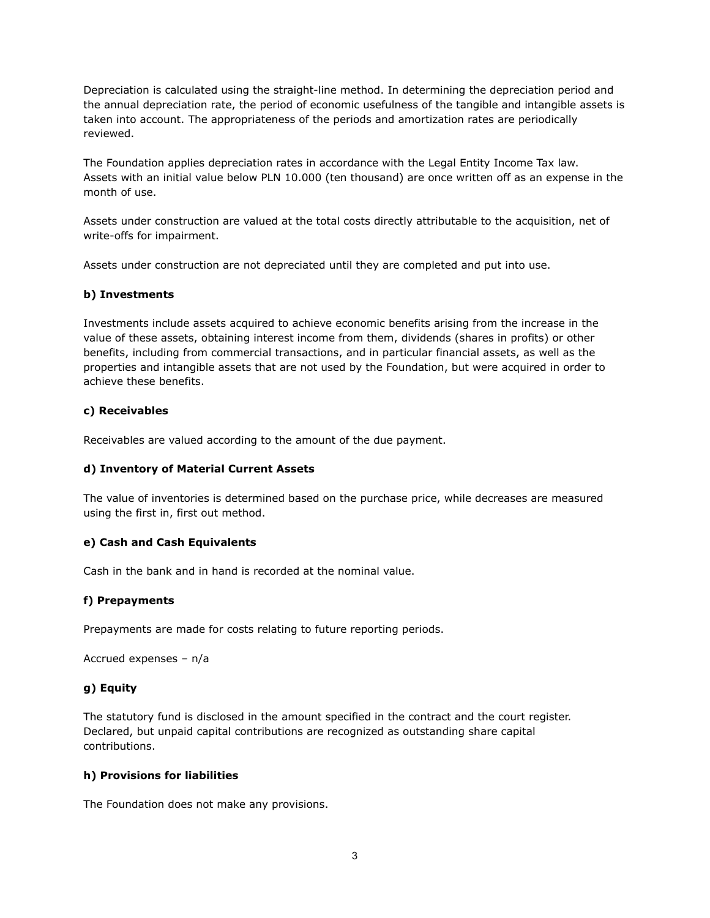Depreciation is calculated using the straight-line method. In determining the depreciation period and the annual depreciation rate, the period of economic usefulness of the tangible and intangible assets is taken into account. The appropriateness of the periods and amortization rates are periodically reviewed.

The Foundation applies depreciation rates in accordance with the Legal Entity Income Tax law. Assets with an initial value below PLN 10.000 (ten thousand) are once written off as an expense in the month of use.

Assets under construction are valued at the total costs directly attributable to the acquisition, net of write-offs for impairment.

Assets under construction are not depreciated until they are completed and put into use.

**b) Investments**

Investments include assets acquired to achieve economic benefits arising from the increase in the value of these assets, obtaining interest income from them, dividends (shares in profits) or other benefits, including from commercial transactions, and in particular financial assets, as well as the properties and intangible assets that are not used by the Foundation, but were acquired in order to achieve these benefits.

**c) Receivables**

Receivables are valued according to the amount of the due payment.

**d) Inventory of Material Current Assets**

The value of inventories is determined based on the purchase price, while decreases are measured using the first in, first out method.

**e) Cash and Cash Equivalents**

Cash in the bank and in hand is recorded at the nominal value.

**f) Prepayments**

Prepayments are made for costs relating to future reporting periods.

Accrued expenses – n/a

**g) Equity**

The statutory fund is disclosed in the amount specified in the contract and the court register. Declared, but unpaid capital contributions are recognized as outstanding share capital contributions.

**h) Provisions for liabilities**

The Foundation does not make any provisions.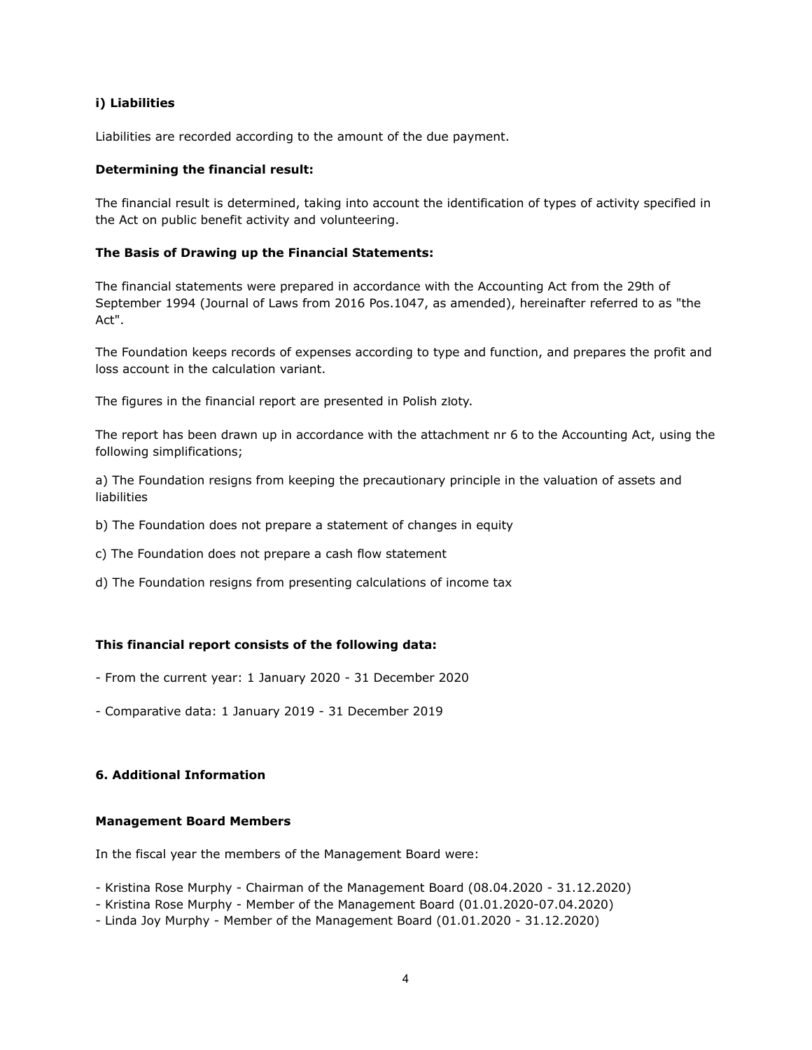**i) Liabilities**

Liabilities are recorded according to the amount of the due payment.

**Determining the financial result:**

The financial result is determined, taking into account the identification of types of activity specified in the Act on public benefit activity and volunteering.

**The Basis of Drawing up the Financial Statements:**

The financial statements were prepared in accordance with the Accounting Act from the 29th of September 1994 (Journal of Laws from 2016 Pos.1047, as amended), hereinafter referred to as "the Act".

The Foundation keeps records of expenses according to type and function, and prepares the profit and loss account in the calculation variant.

The figures in the financial report are presented in Polish złoty.

The report has been drawn up in accordance with the attachment nr 6 to the Accounting Act, using the following simplifications;

a) The Foundation resigns from keeping the precautionary principle in the valuation of assets and liabilities

b) The Foundation does not prepare a statement of changes in equity

c) The Foundation does not prepare a cash flow statement

d) The Foundation resigns from presenting calculations of income tax

**This financial report consists of the following data:**

- From the current year: 1 January 2020 - 31 December 2020

- Comparative data: 1 January 2019 - 31 December 2019

**6. Additional Information**

**Management Board Members**

In the fiscal year the members of the Management Board were:

- Kristina Rose Murphy - Chairman of the Management Board (08.04.2020 - 31.12.2020)
- Kristina Rose Murphy - Member of the Management Board (01.01.2020-07.04.2020)
- Linda Joy Murphy - Member of the Management Board (01.01.2020 - 31.12.2020)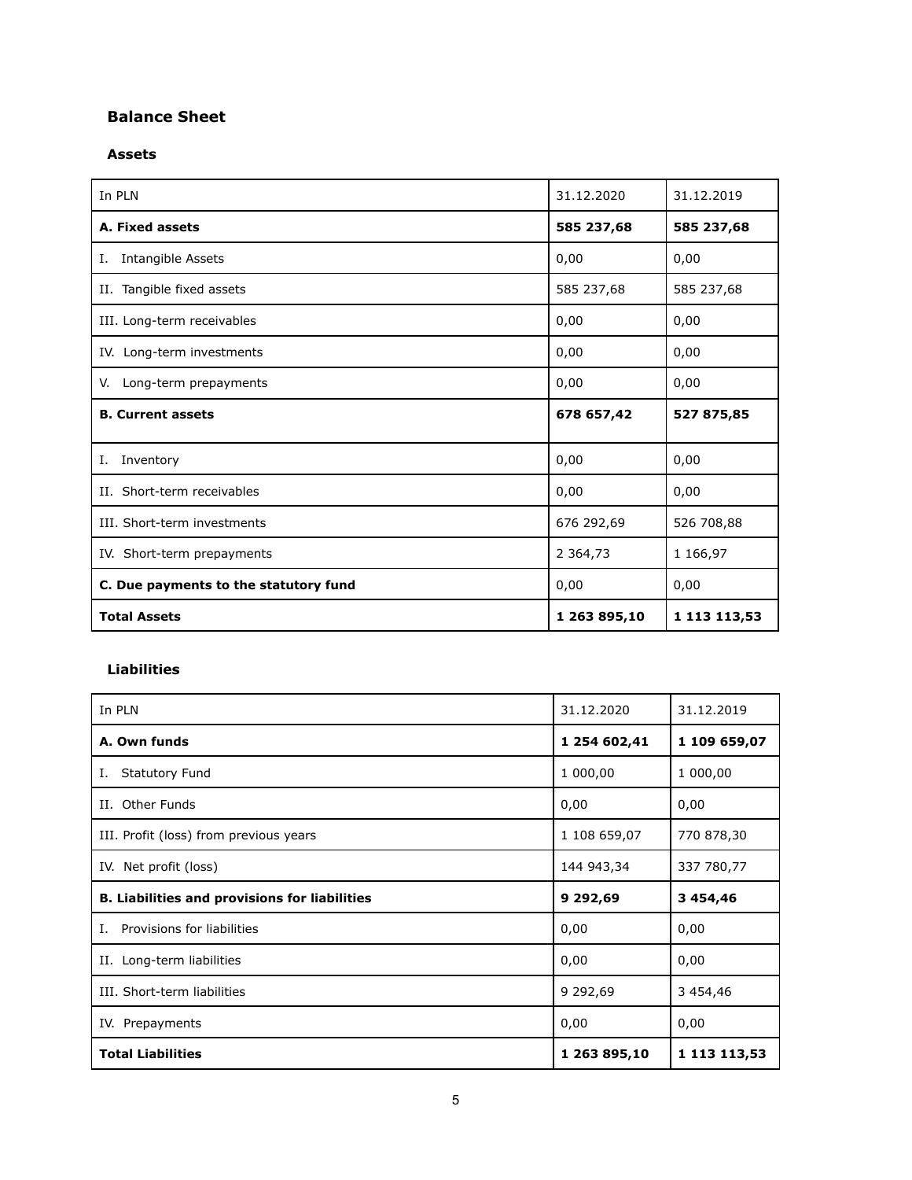## Balance Sheet

### Assets

| In PLN | 31.12.2020 | 31.12.2019 |
|---|---|---|
| **A. Fixed assets** | **585 237,68** | **585 237,68** |
| I. Intangible Assets | 0,00 | 0,00 |
| II. Tangible fixed assets | 585 237,68 | 585 237,68 |
| III. Long-term receivables | 0,00 | 0,00 |
| IV. Long-term investments | 0,00 | 0,00 |
| V. Long-term prepayments | 0,00 | 0,00 |
| **B. Current assets** | **678 657,42** | **527 875,85** |
| I. Inventory | 0,00 | 0,00 |
| II. Short-term receivables | 0,00 | 0,00 |
| III. Short-term investments | 676 292,69 | 526 708,88 |
| IV. Short-term prepayments | 2 364,73 | 1 166,97 |
| **C. Due payments to the statutory fund** | 0,00 | 0,00 |
| **Total Assets** | **1 263 895,10** | **1 113 113,53** |

### Liabilities

| In PLN | 31.12.2020 | 31.12.2019 |
|---|---|---|
| **A. Own funds** | **1 254 602,41** | **1 109 659,07** |
| I. Statutory Fund | 1 000,00 | 1 000,00 |
| II. Other Funds | 0,00 | 0,00 |
| III. Profit (loss) from previous years | 1 108 659,07 | 770 878,30 |
| IV. Net profit (loss) | 144 943,34 | 337 780,77 |
| **B. Liabilities and provisions for liabilities** | **9 292,69** | **3 454,46** |
| I. Provisions for liabilities | 0,00 | 0,00 |
| II. Long-term liabilities | 0,00 | 0,00 |
| III. Short-term liabilities | 9 292,69 | 3 454,46 |
| IV. Prepayments | 0,00 | 0,00 |
| **Total Liabilities** | **1 263 895,10** | **1 113 113,53** |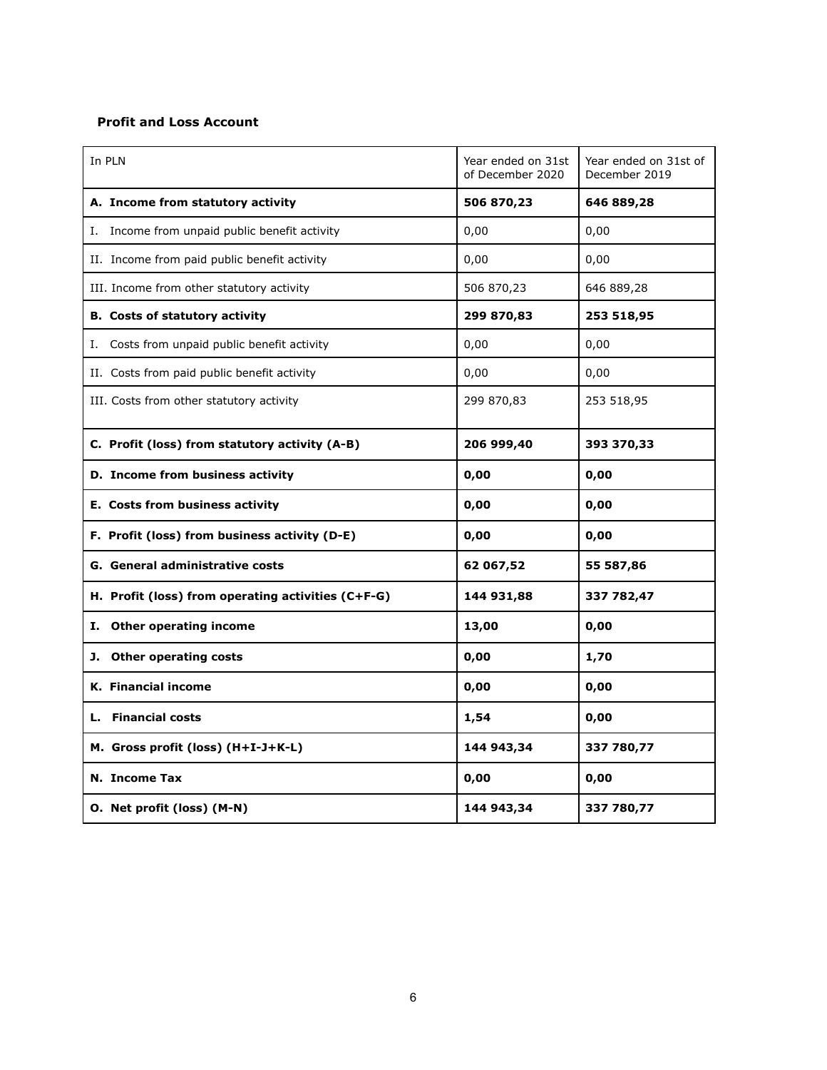**Profit and Loss Account**

| In PLN | Year ended on 31st of December 2020 | Year ended on 31st of December 2019 |
|---|---|---|
| **A. Income from statutory activity** | **506 870,23** | **646 889,28** |
| I. Income from unpaid public benefit activity | 0,00 | 0,00 |
| II. Income from paid public benefit activity | 0,00 | 0,00 |
| III. Income from other statutory activity | 506 870,23 | 646 889,28 |
| **B. Costs of statutory activity** | **299 870,83** | **253 518,95** |
| I. Costs from unpaid public benefit activity | 0,00 | 0,00 |
| II. Costs from paid public benefit activity | 0,00 | 0,00 |
| III. Costs from other statutory activity | 299 870,83 | 253 518,95 |
| **C. Profit (loss) from statutory activity (A-B)** | **206 999,40** | **393 370,33** |
| **D. Income from business activity** | **0,00** | **0,00** |
| **E. Costs from business activity** | **0,00** | **0,00** |
| **F. Profit (loss) from business activity (D-E)** | **0,00** | **0,00** |
| **G. General administrative costs** | **62 067,52** | **55 587,86** |
| **H. Profit (loss) from operating activities (C+F-G)** | **144 931,88** | **337 782,47** |
| **I. Other operating income** | **13,00** | **0,00** |
| **J. Other operating costs** | **0,00** | **1,70** |
| **K. Financial income** | **0,00** | **0,00** |
| **L. Financial costs** | **1,54** | **0,00** |
| **M. Gross profit (loss) (H+I-J+K-L)** | **144 943,34** | **337 780,77** |
| **N. Income Tax** | **0,00** | **0,00** |
| **O. Net profit (loss) (M-N)** | **144 943,34** | **337 780,77** |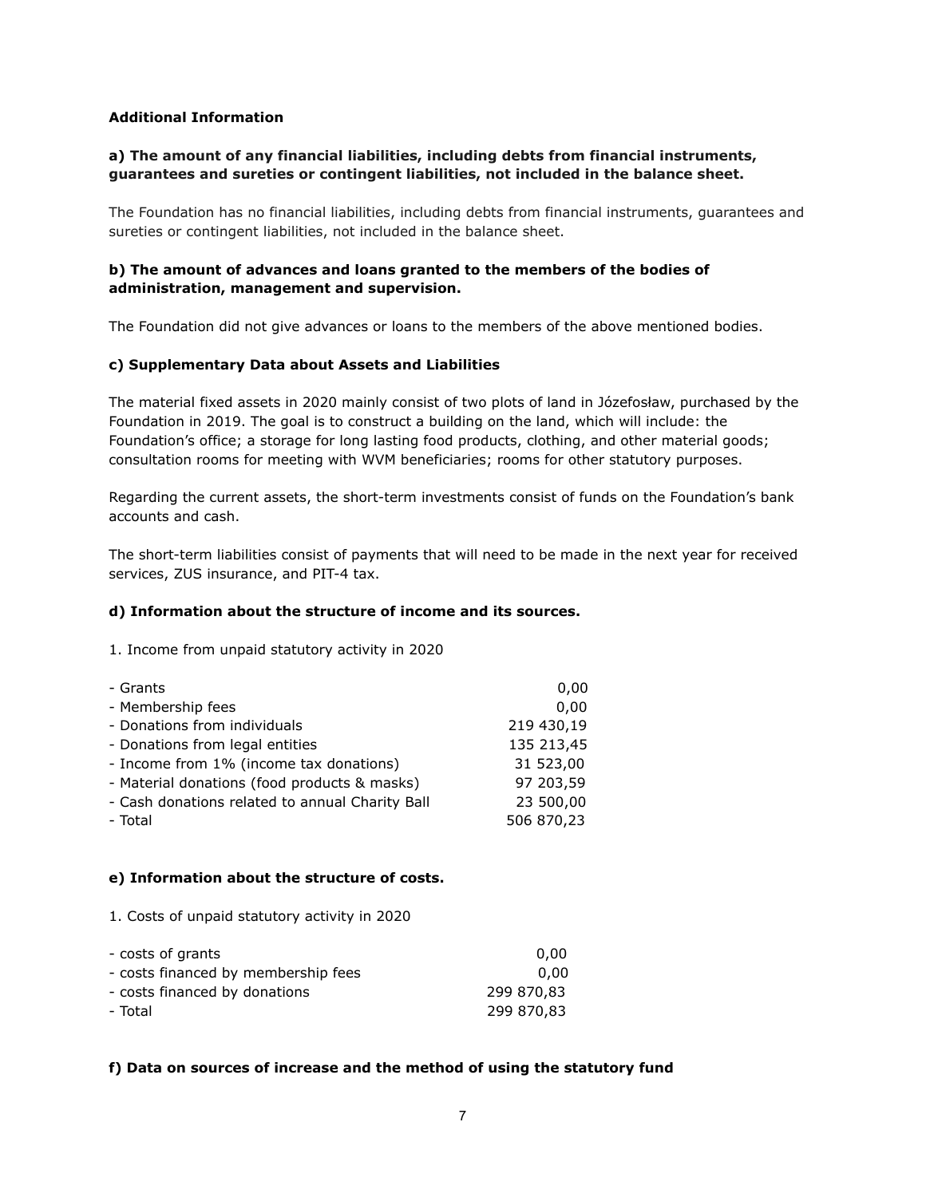**Additional Information**

**a) The amount of any financial liabilities, including debts from financial instruments, guarantees and sureties or contingent liabilities, not included in the balance sheet.**

The Foundation has no financial liabilities, including debts from financial instruments, guarantees and sureties or contingent liabilities, not included in the balance sheet.

**b) The amount of advances and loans granted to the members of the bodies of administration, management and supervision.**

The Foundation did not give advances or loans to the members of the above mentioned bodies.

**c) Supplementary Data about Assets and Liabilities**

The material fixed assets in 2020 mainly consist of two plots of land in Józefosław, purchased by the Foundation in 2019. The goal is to construct a building on the land, which will include: the Foundation's office; a storage for long lasting food products, clothing, and other material goods; consultation rooms for meeting with WVM beneficiaries; rooms for other statutory purposes.

Regarding the current assets, the short-term investments consist of funds on the Foundation's bank accounts and cash.

The short-term liabilities consist of payments that will need to be made in the next year for received services, ZUS insurance, and PIT-4 tax.

**d) Information about the structure of income and its sources.**

1. Income from unpaid statutory activity in 2020

| | |
|---|---|
| - Grants | 0,00 |
| - Membership fees | 0,00 |
| - Donations from individuals | 219 430,19 |
| - Donations from legal entities | 135 213,45 |
| - Income from 1% (income tax donations) | 31 523,00 |
| - Material donations (food products & masks) | 97 203,59 |
| - Cash donations related to annual Charity Ball | 23 500,00 |
| - Total | 506 870,23 |

**e) Information about the structure of costs.**

1. Costs of unpaid statutory activity in 2020

| | |
|---|---|
| - costs of grants | 0,00 |
| - costs financed by membership fees | 0,00 |
| - costs financed by donations | 299 870,83 |
| - Total | 299 870,83 |

**f) Data on sources of increase and the method of using the statutory fund**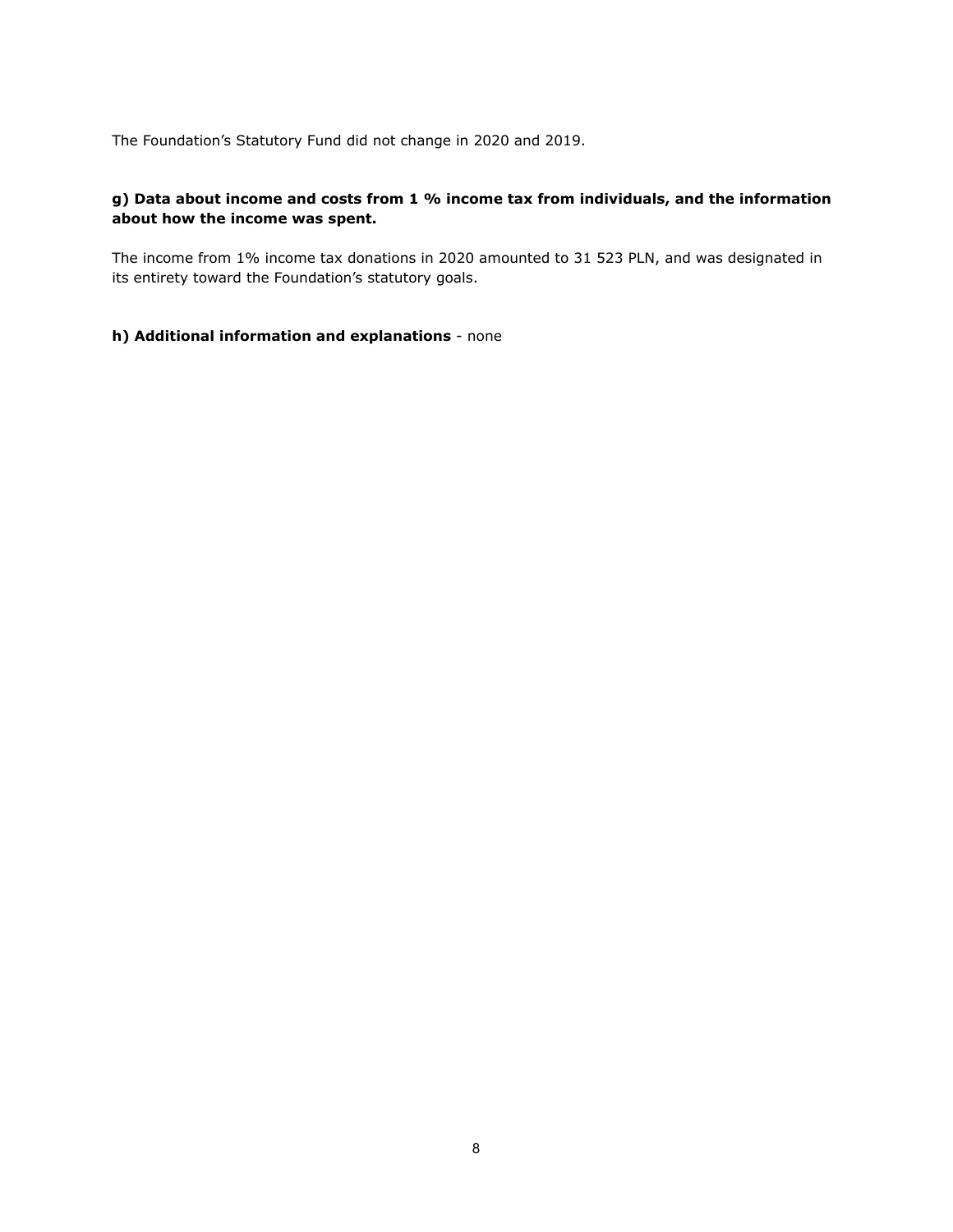The Foundation's Statutory Fund did not change in 2020 and 2019.

**g) Data about income and costs from 1 % income tax from individuals, and the information about how the income was spent.**

The income from 1% income tax donations in 2020 amounted to 31 523 PLN, and was designated in its entirety toward the Foundation's statutory goals.

**h) Additional information and explanations** - none